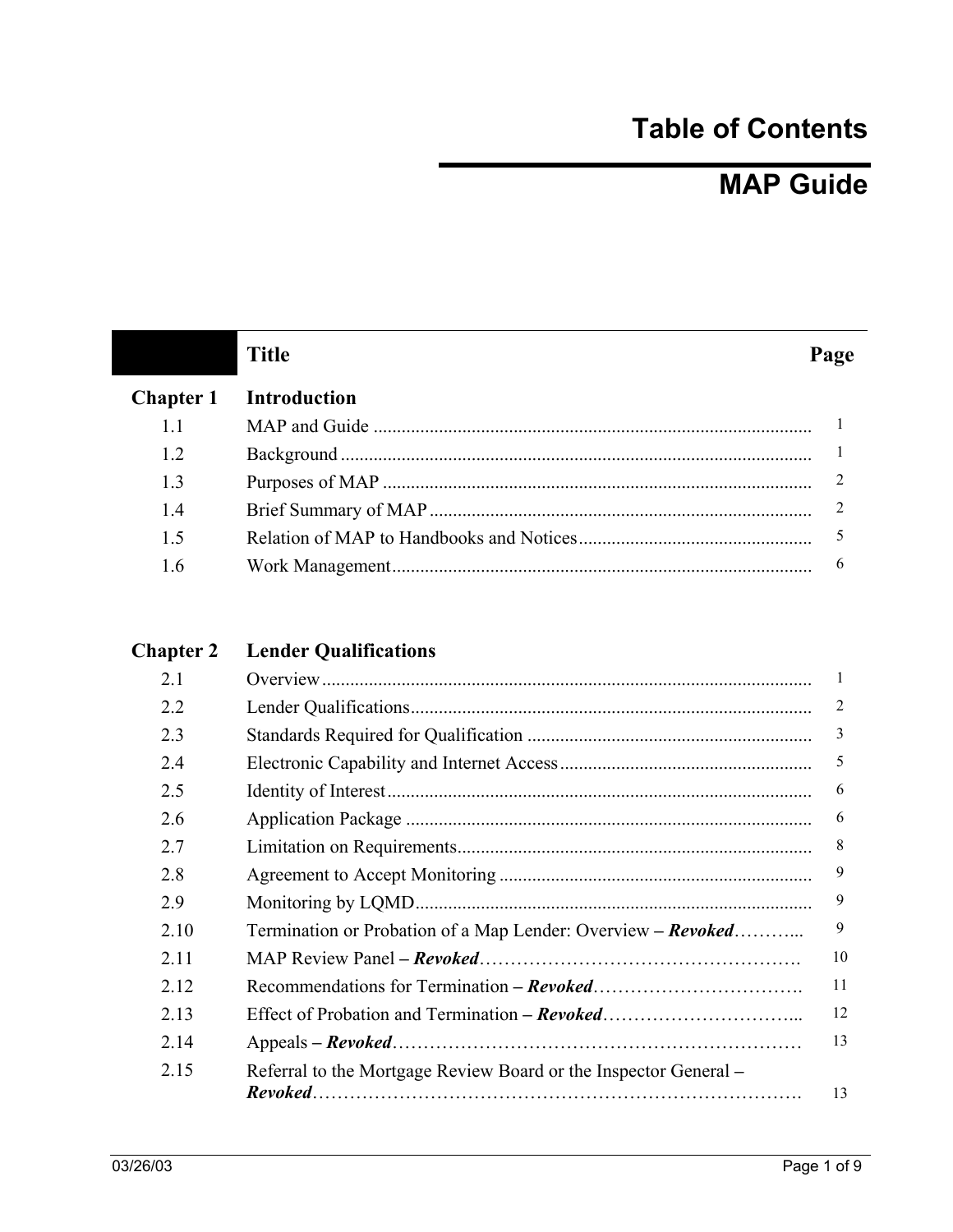# Table of Contents

# MAP Guide

| | Title | Page |
|---|---|---|
| **Chapter 1** | **Introduction** | |
| 1.1 | MAP and Guide | 1 |
| 1.2 | Background | 1 |
| 1.3 | Purposes of MAP | 2 |
| 1.4 | Brief Summary of MAP | 2 |
| 1.5 | Relation of MAP to Handbooks and Notices | 5 |
| 1.6 | Work Management | 6 |
| **Chapter 2** | **Lender Qualifications** | |
| 2.1 | Overview | 1 |
| 2.2 | Lender Qualifications | 2 |
| 2.3 | Standards Required for Qualification | 3 |
| 2.4 | Electronic Capability and Internet Access | 5 |
| 2.5 | Identity of Interest | 6 |
| 2.6 | Application Package | 6 |
| 2.7 | Limitation on Requirements | 8 |
| 2.8 | Agreement to Accept Monitoring | 9 |
| 2.9 | Monitoring by LQMD | 9 |
| 2.10 | Termination or Probation of a Map Lender: Overview **–** ***Revoked*** | 9 |
| 2.11 | MAP Review Panel **–** ***Revoked*** | 10 |
| 2.12 | Recommendations for Termination **–** ***Revoked*** | 11 |
| 2.13 | Effect of Probation and Termination **–** ***Revoked*** | 12 |
| 2.14 | Appeals **–** ***Revoked*** | 13 |
| 2.15 | Referral to the Mortgage Review Board or the Inspector General **–** ***Revoked*** | 13 |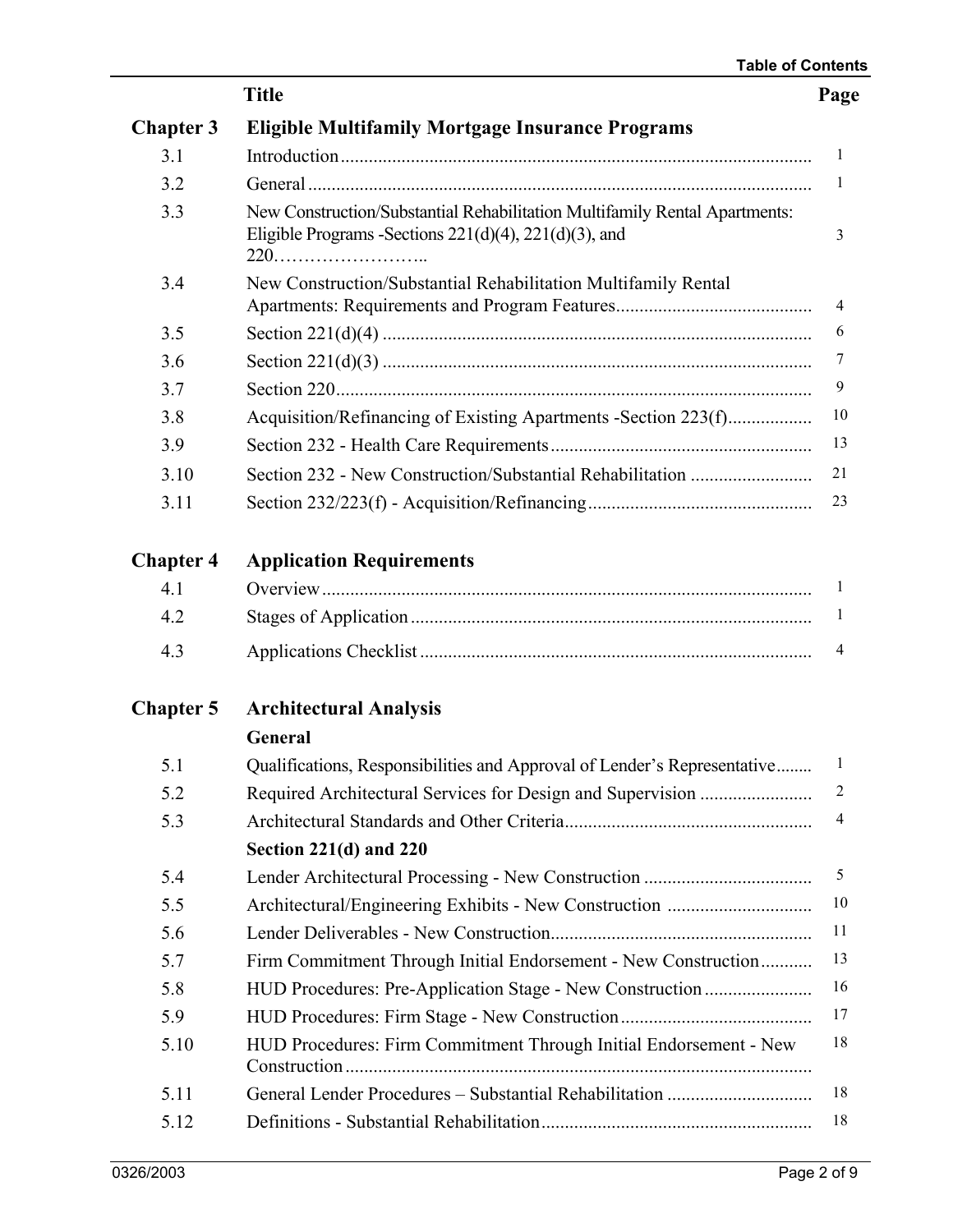| | Title | Page |
|---|---|---|
| **Chapter 3** | **Eligible Multifamily Mortgage Insurance Programs** | |
| 3.1 | Introduction | 1 |
| 3.2 | General | 1 |
| 3.3 | New Construction/Substantial Rehabilitation Multifamily Rental Apartments: Eligible Programs -Sections 221(d)(4), 221(d)(3), and 220 | 3 |
| 3.4 | New Construction/Substantial Rehabilitation Multifamily Rental Apartments: Requirements and Program Features | 4 |
| 3.5 | Section 221(d)(4) | 6 |
| 3.6 | Section 221(d)(3) | 7 |
| 3.7 | Section 220 | 9 |
| 3.8 | Acquisition/Refinancing of Existing Apartments -Section 223(f) | 10 |
| 3.9 | Section 232 - Health Care Requirements | 13 |
| 3.10 | Section 232 - New Construction/Substantial Rehabilitation | 21 |
| 3.11 | Section 232/223(f) - Acquisition/Refinancing | 23 |
| **Chapter 4** | **Application Requirements** | |
| 4.1 | Overview | 1 |
| 4.2 | Stages of Application | 1 |
| 4.3 | Applications Checklist | 4 |
| **Chapter 5** | **Architectural Analysis** | |
| | **General** | |
| 5.1 | Qualifications, Responsibilities and Approval of Lender's Representative | 1 |
| 5.2 | Required Architectural Services for Design and Supervision | 2 |
| 5.3 | Architectural Standards and Other Criteria | 4 |
| | **Section 221(d) and 220** | |
| 5.4 | Lender Architectural Processing - New Construction | 5 |
| 5.5 | Architectural/Engineering Exhibits - New Construction | 10 |
| 5.6 | Lender Deliverables - New Construction | 11 |
| 5.7 | Firm Commitment Through Initial Endorsement - New Construction | 13 |
| 5.8 | HUD Procedures: Pre-Application Stage - New Construction | 16 |
| 5.9 | HUD Procedures: Firm Stage - New Construction | 17 |
| 5.10 | HUD Procedures: Firm Commitment Through Initial Endorsement - New Construction | 18 |
| 5.11 | General Lender Procedures – Substantial Rehabilitation | 18 |
| 5.12 | Definitions - Substantial Rehabilitation | 18 |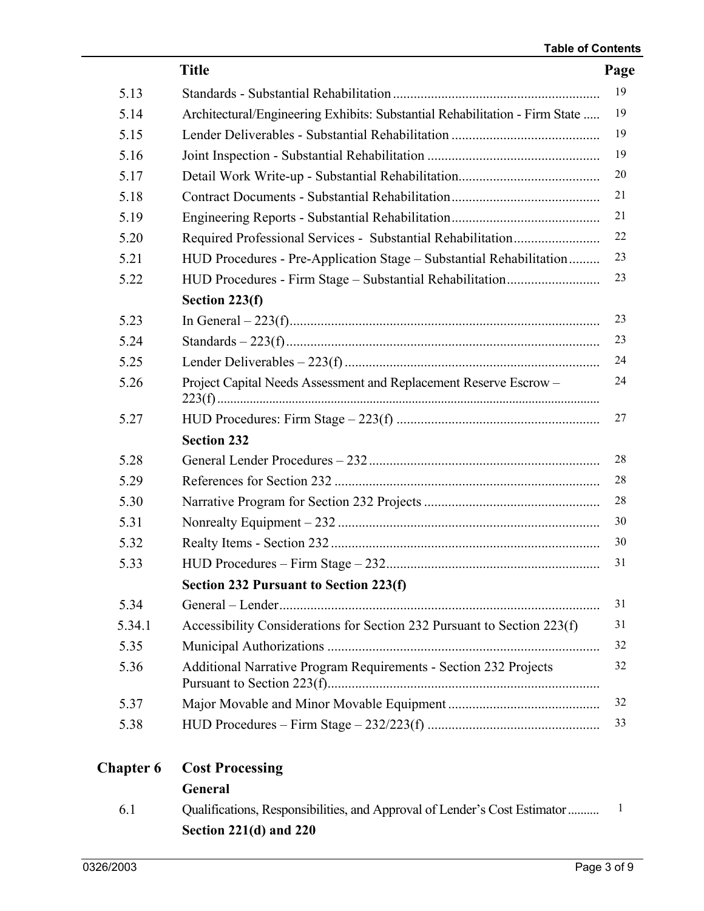| | Title | Page |
|---|---|---|
| 5.13 | Standards - Substantial Rehabilitation | 19 |
| 5.14 | Architectural/Engineering Exhibits: Substantial Rehabilitation - Firm State | 19 |
| 5.15 | Lender Deliverables - Substantial Rehabilitation | 19 |
| 5.16 | Joint Inspection - Substantial Rehabilitation | 19 |
| 5.17 | Detail Work Write-up - Substantial Rehabilitation | 20 |
| 5.18 | Contract Documents - Substantial Rehabilitation | 21 |
| 5.19 | Engineering Reports - Substantial Rehabilitation | 21 |
| 5.20 | Required Professional Services - Substantial Rehabilitation | 22 |
| 5.21 | HUD Procedures - Pre-Application Stage – Substantial Rehabilitation | 23 |
| 5.22 | HUD Procedures - Firm Stage – Substantial Rehabilitation | 23 |
| | **Section 223(f)** | |
| 5.23 | In General – 223(f) | 23 |
| 5.24 | Standards – 223(f) | 23 |
| 5.25 | Lender Deliverables – 223(f) | 24 |
| 5.26 | Project Capital Needs Assessment and Replacement Reserve Escrow – 223(f) | 24 |
| 5.27 | HUD Procedures: Firm Stage – 223(f) | 27 |
| | **Section 232** | |
| 5.28 | General Lender Procedures – 232 | 28 |
| 5.29 | References for Section 232 | 28 |
| 5.30 | Narrative Program for Section 232 Projects | 28 |
| 5.31 | Nonrealty Equipment – 232 | 30 |
| 5.32 | Realty Items - Section 232 | 30 |
| 5.33 | HUD Procedures – Firm Stage – 232 | 31 |
| | **Section 232 Pursuant to Section 223(f)** | |
| 5.34 | General – Lender | 31 |
| 5.34.1 | Accessibility Considerations for Section 232 Pursuant to Section 223(f) | 31 |
| 5.35 | Municipal Authorizations | 32 |
| 5.36 | Additional Narrative Program Requirements - Section 232 Projects Pursuant to Section 223(f) | 32 |
| 5.37 | Major Movable and Minor Movable Equipment | 32 |
| 5.38 | HUD Procedures – Firm Stage – 232/223(f) | 33 |
| **Chapter 6** | **Cost Processing** | |
| | **General** | |
| 6.1 | Qualifications, Responsibilities, and Approval of Lender's Cost Estimator | 1 |
| | **Section 221(d) and 220** | |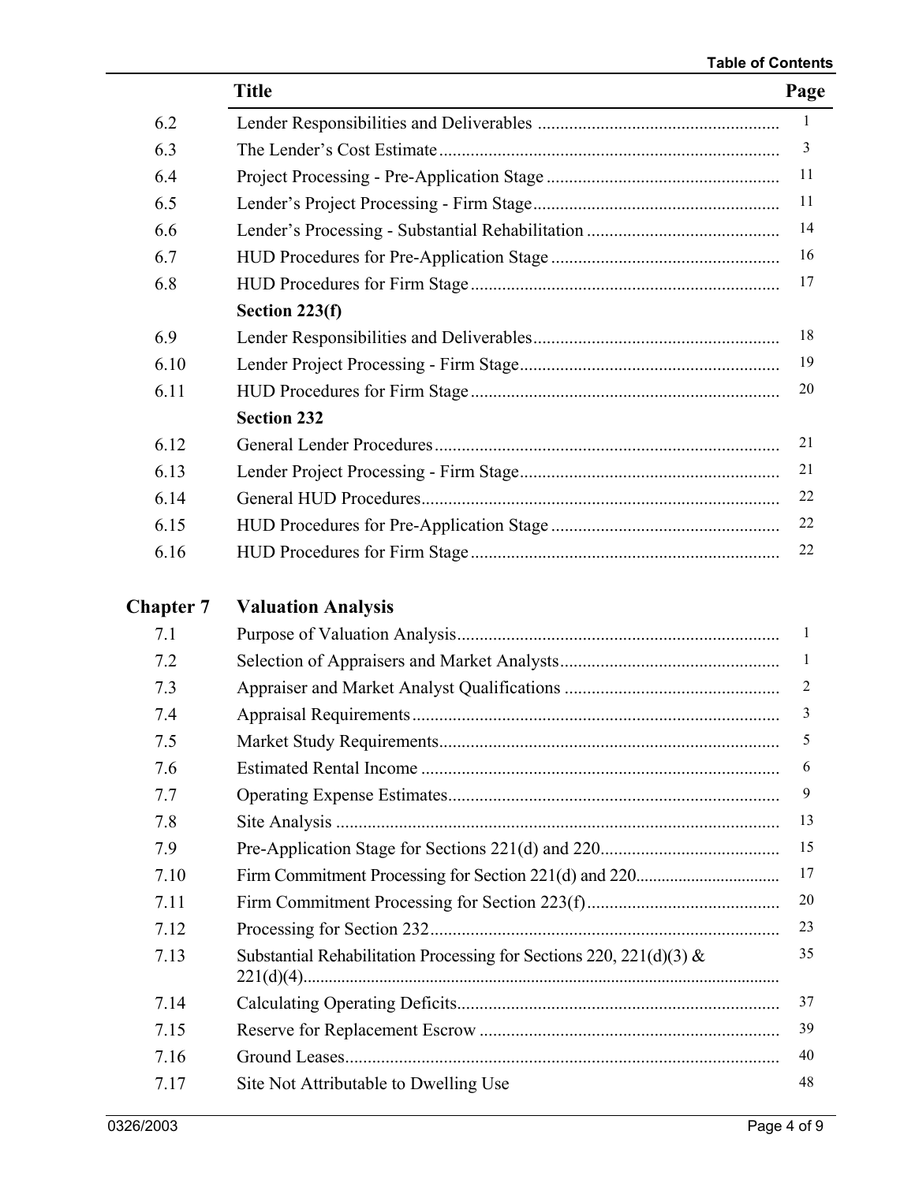| | Title | Page |
|---|---|---|
| 6.2 | Lender Responsibilities and Deliverables | 1 |
| 6.3 | The Lender's Cost Estimate | 3 |
| 6.4 | Project Processing - Pre-Application Stage | 11 |
| 6.5 | Lender's Project Processing - Firm Stage | 11 |
| 6.6 | Lender's Processing - Substantial Rehabilitation | 14 |
| 6.7 | HUD Procedures for Pre-Application Stage | 16 |
| 6.8 | HUD Procedures for Firm Stage | 17 |
| | **Section 223(f)** | |
| 6.9 | Lender Responsibilities and Deliverables | 18 |
| 6.10 | Lender Project Processing - Firm Stage | 19 |
| 6.11 | HUD Procedures for Firm Stage | 20 |
| | **Section 232** | |
| 6.12 | General Lender Procedures | 21 |
| 6.13 | Lender Project Processing - Firm Stage | 21 |
| 6.14 | General HUD Procedures | 22 |
| 6.15 | HUD Procedures for Pre-Application Stage | 22 |
| 6.16 | HUD Procedures for Firm Stage | 22 |

## Chapter 7 Valuation Analysis

| | | |
|---|---|---|
| 7.1 | Purpose of Valuation Analysis | 1 |
| 7.2 | Selection of Appraisers and Market Analysts | 1 |
| 7.3 | Appraiser and Market Analyst Qualifications | 2 |
| 7.4 | Appraisal Requirements | 3 |
| 7.5 | Market Study Requirements | 5 |
| 7.6 | Estimated Rental Income | 6 |
| 7.7 | Operating Expense Estimates | 9 |
| 7.8 | Site Analysis | 13 |
| 7.9 | Pre-Application Stage for Sections 221(d) and 220 | 15 |
| 7.10 | Firm Commitment Processing for Section 221(d) and 220 | 17 |
| 7.11 | Firm Commitment Processing for Section 223(f) | 20 |
| 7.12 | Processing for Section 232 | 23 |
| 7.13 | Substantial Rehabilitation Processing for Sections 220, 221(d)(3) & 221(d)(4) | 35 |
| 7.14 | Calculating Operating Deficits | 37 |
| 7.15 | Reserve for Replacement Escrow | 39 |
| 7.16 | Ground Leases | 40 |
| 7.17 | Site Not Attributable to Dwelling Use | 48 |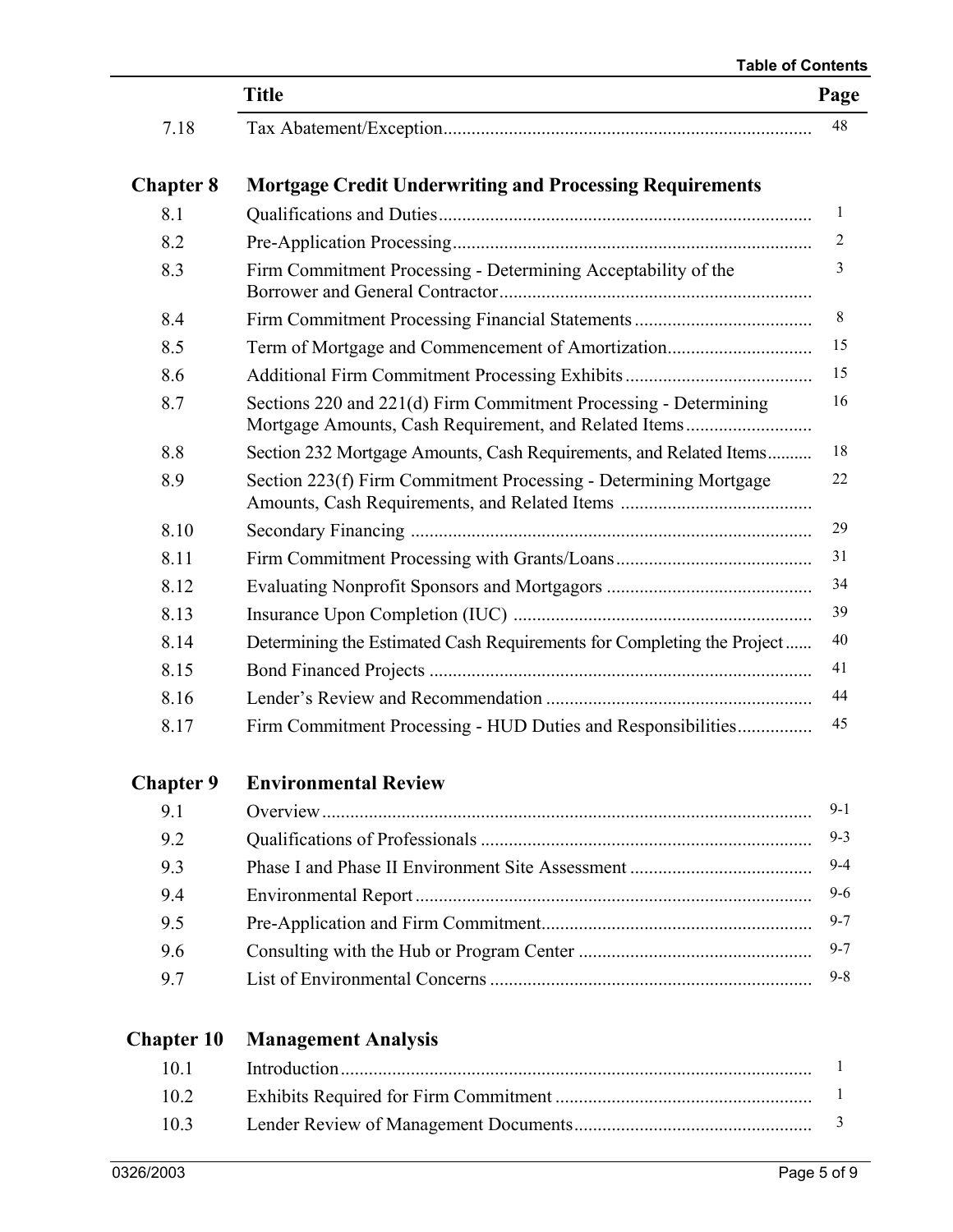| | Title | Page |
|---|---|---|
| 7.18 | Tax Abatement/Exception | 48 |
| **Chapter 8** | **Mortgage Credit Underwriting and Processing Requirements** | |
| 8.1 | Qualifications and Duties | 1 |
| 8.2 | Pre-Application Processing | 2 |
| 8.3 | Firm Commitment Processing - Determining Acceptability of the Borrower and General Contractor | 3 |
| 8.4 | Firm Commitment Processing Financial Statements | 8 |
| 8.5 | Term of Mortgage and Commencement of Amortization | 15 |
| 8.6 | Additional Firm Commitment Processing Exhibits | 15 |
| 8.7 | Sections 220 and 221(d) Firm Commitment Processing - Determining Mortgage Amounts, Cash Requirement, and Related Items | 16 |
| 8.8 | Section 232 Mortgage Amounts, Cash Requirements, and Related Items | 18 |
| 8.9 | Section 223(f) Firm Commitment Processing - Determining Mortgage Amounts, Cash Requirements, and Related Items | 22 |
| 8.10 | Secondary Financing | 29 |
| 8.11 | Firm Commitment Processing with Grants/Loans | 31 |
| 8.12 | Evaluating Nonprofit Sponsors and Mortgagors | 34 |
| 8.13 | Insurance Upon Completion (IUC) | 39 |
| 8.14 | Determining the Estimated Cash Requirements for Completing the Project | 40 |
| 8.15 | Bond Financed Projects | 41 |
| 8.16 | Lender's Review and Recommendation | 44 |
| 8.17 | Firm Commitment Processing - HUD Duties and Responsibilities | 45 |
| **Chapter 9** | **Environmental Review** | |
| 9.1 | Overview | 9-1 |
| 9.2 | Qualifications of Professionals | 9-3 |
| 9.3 | Phase I and Phase II Environment Site Assessment | 9-4 |
| 9.4 | Environmental Report | 9-6 |
| 9.5 | Pre-Application and Firm Commitment | 9-7 |
| 9.6 | Consulting with the Hub or Program Center | 9-7 |
| 9.7 | List of Environmental Concerns | 9-8 |
| **Chapter 10** | **Management Analysis** | |
| 10.1 | Introduction | 1 |
| 10.2 | Exhibits Required for Firm Commitment | 1 |
| 10.3 | Lender Review of Management Documents | 3 |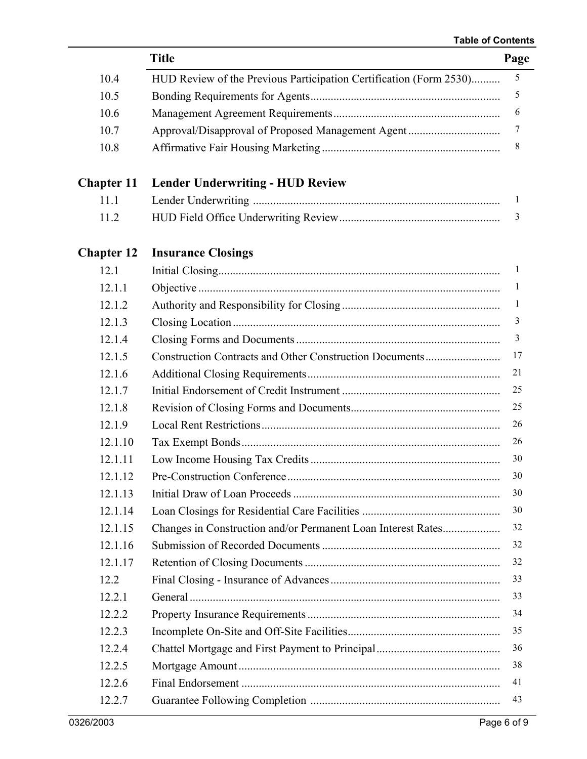| | Title | Page |
|---|---|---|
| 10.4 | HUD Review of the Previous Participation Certification (Form 2530) | 5 |
| 10.5 | Bonding Requirements for Agents | 5 |
| 10.6 | Management Agreement Requirements | 6 |
| 10.7 | Approval/Disapproval of Proposed Management Agent | 7 |
| 10.8 | Affirmative Fair Housing Marketing | 8 |
| **Chapter 11** | **Lender Underwriting - HUD Review** | |
| 11.1 | Lender Underwriting | 1 |
| 11.2 | HUD Field Office Underwriting Review | 3 |
| **Chapter 12** | **Insurance Closings** | |
| 12.1 | Initial Closing | 1 |
| 12.1.1 | Objective | 1 |
| 12.1.2 | Authority and Responsibility for Closing | 1 |
| 12.1.3 | Closing Location | 3 |
| 12.1.4 | Closing Forms and Documents | 3 |
| 12.1.5 | Construction Contracts and Other Construction Documents | 17 |
| 12.1.6 | Additional Closing Requirements | 21 |
| 12.1.7 | Initial Endorsement of Credit Instrument | 25 |
| 12.1.8 | Revision of Closing Forms and Documents | 25 |
| 12.1.9 | Local Rent Restrictions | 26 |
| 12.1.10 | Tax Exempt Bonds | 26 |
| 12.1.11 | Low Income Housing Tax Credits | 30 |
| 12.1.12 | Pre-Construction Conference | 30 |
| 12.1.13 | Initial Draw of Loan Proceeds | 30 |
| 12.1.14 | Loan Closings for Residential Care Facilities | 30 |
| 12.1.15 | Changes in Construction and/or Permanent Loan Interest Rates | 32 |
| 12.1.16 | Submission of Recorded Documents | 32 |
| 12.1.17 | Retention of Closing Documents | 32 |
| 12.2 | Final Closing - Insurance of Advances | 33 |
| 12.2.1 | General | 33 |
| 12.2.2 | Property Insurance Requirements | 34 |
| 12.2.3 | Incomplete On-Site and Off-Site Facilities | 35 |
| 12.2.4 | Chattel Mortgage and First Payment to Principal | 36 |
| 12.2.5 | Mortgage Amount | 38 |
| 12.2.6 | Final Endorsement | 41 |
| 12.2.7 | Guarantee Following Completion | 43 |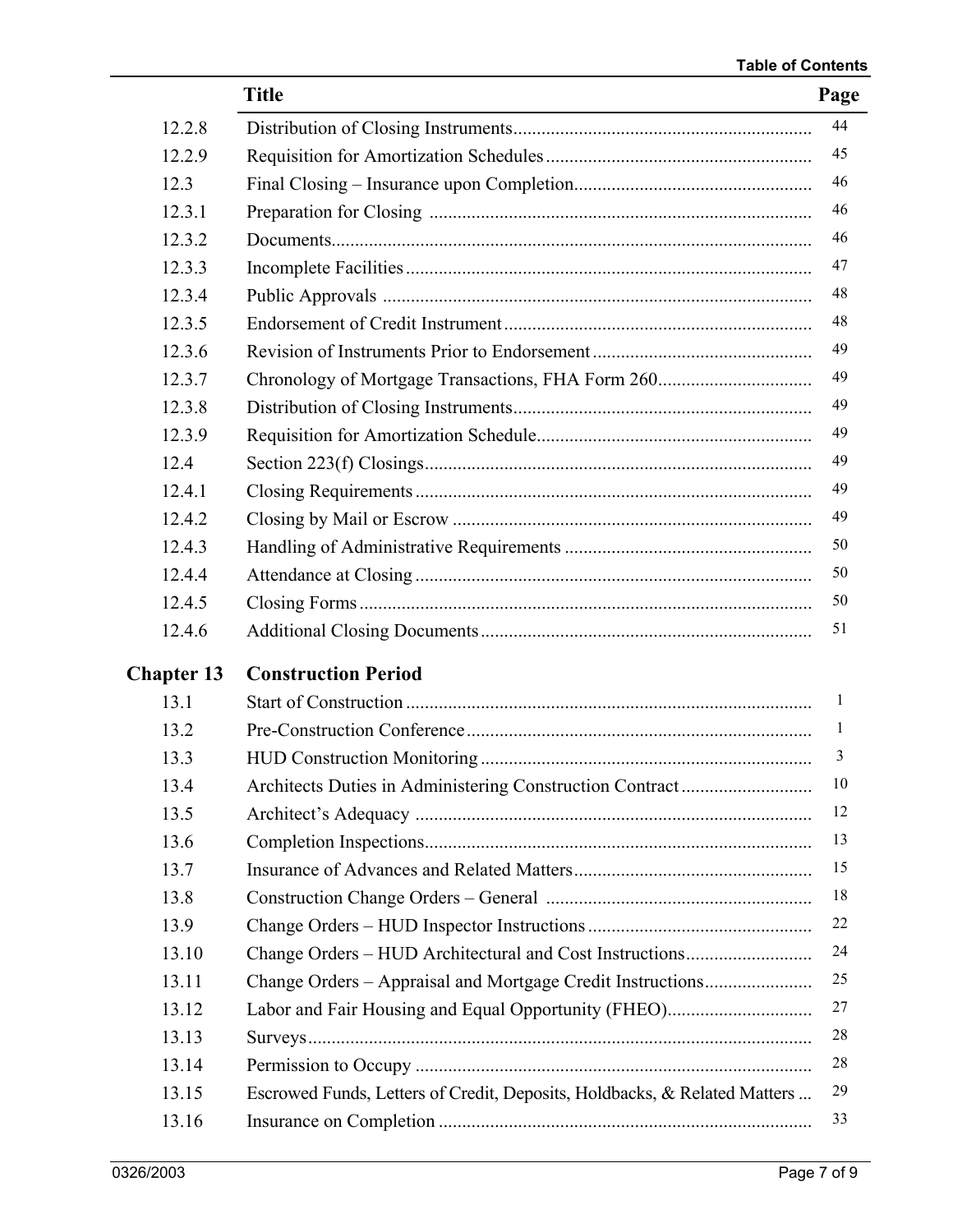| | Title | Page |
|---|---|---|
| 12.2.8 | Distribution of Closing Instruments | 44 |
| 12.2.9 | Requisition for Amortization Schedules | 45 |
| 12.3 | Final Closing – Insurance upon Completion | 46 |
| 12.3.1 | Preparation for Closing | 46 |
| 12.3.2 | Documents | 46 |
| 12.3.3 | Incomplete Facilities | 47 |
| 12.3.4 | Public Approvals | 48 |
| 12.3.5 | Endorsement of Credit Instrument | 48 |
| 12.3.6 | Revision of Instruments Prior to Endorsement | 49 |
| 12.3.7 | Chronology of Mortgage Transactions, FHA Form 260 | 49 |
| 12.3.8 | Distribution of Closing Instruments | 49 |
| 12.3.9 | Requisition for Amortization Schedule | 49 |
| 12.4 | Section 223(f) Closings | 49 |
| 12.4.1 | Closing Requirements | 49 |
| 12.4.2 | Closing by Mail or Escrow | 49 |
| 12.4.3 | Handling of Administrative Requirements | 50 |
| 12.4.4 | Attendance at Closing | 50 |
| 12.4.5 | Closing Forms | 50 |
| 12.4.6 | Additional Closing Documents | 51 |
| **Chapter 13** | **Construction Period** | |
| 13.1 | Start of Construction | 1 |
| 13.2 | Pre-Construction Conference | 1 |
| 13.3 | HUD Construction Monitoring | 3 |
| 13.4 | Architects Duties in Administering Construction Contract | 10 |
| 13.5 | Architect's Adequacy | 12 |
| 13.6 | Completion Inspections | 13 |
| 13.7 | Insurance of Advances and Related Matters | 15 |
| 13.8 | Construction Change Orders – General | 18 |
| 13.9 | Change Orders – HUD Inspector Instructions | 22 |
| 13.10 | Change Orders – HUD Architectural and Cost Instructions | 24 |
| 13.11 | Change Orders – Appraisal and Mortgage Credit Instructions | 25 |
| 13.12 | Labor and Fair Housing and Equal Opportunity (FHEO) | 27 |
| 13.13 | Surveys | 28 |
| 13.14 | Permission to Occupy | 28 |
| 13.15 | Escrowed Funds, Letters of Credit, Deposits, Holdbacks, & Related Matters | 29 |
| 13.16 | Insurance on Completion | 33 |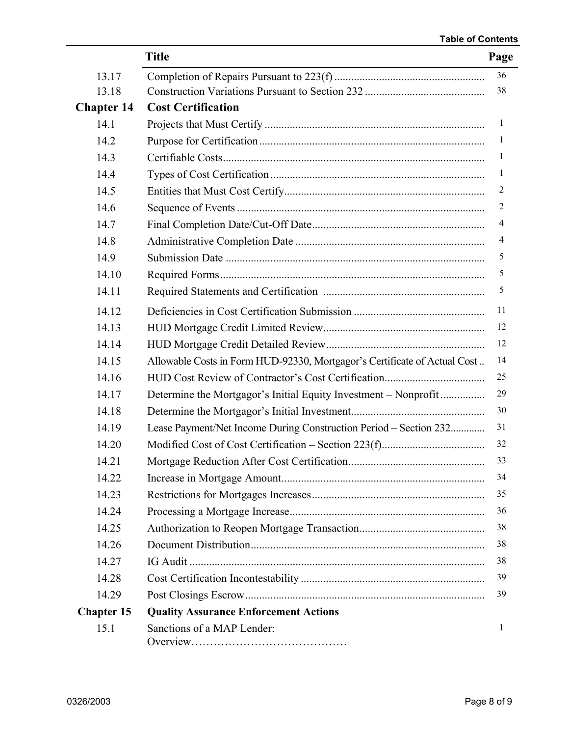| | Title | Page |
|---|---|---|
| 13.17 | Completion of Repairs Pursuant to 223(f) | 36 |
| 13.18 | Construction Variations Pursuant to Section 232 | 38 |
| **Chapter 14** | **Cost Certification** | |
| 14.1 | Projects that Must Certify | 1 |
| 14.2 | Purpose for Certification | 1 |
| 14.3 | Certifiable Costs | 1 |
| 14.4 | Types of Cost Certification | 1 |
| 14.5 | Entities that Must Cost Certify | 2 |
| 14.6 | Sequence of Events | 2 |
| 14.7 | Final Completion Date/Cut-Off Date | 4 |
| 14.8 | Administrative Completion Date | 4 |
| 14.9 | Submission Date | 5 |
| 14.10 | Required Forms | 5 |
| 14.11 | Required Statements and Certification | 5 |
| 14.12 | Deficiencies in Cost Certification Submission | 11 |
| 14.13 | HUD Mortgage Credit Limited Review | 12 |
| 14.14 | HUD Mortgage Credit Detailed Review | 12 |
| 14.15 | Allowable Costs in Form HUD-92330, Mortgagor's Certificate of Actual Cost | 14 |
| 14.16 | HUD Cost Review of Contractor's Cost Certification | 25 |
| 14.17 | Determine the Mortgagor's Initial Equity Investment – Nonprofit | 29 |
| 14.18 | Determine the Mortgagor's Initial Investment | 30 |
| 14.19 | Lease Payment/Net Income During Construction Period – Section 232 | 31 |
| 14.20 | Modified Cost of Cost Certification – Section 223(f) | 32 |
| 14.21 | Mortgage Reduction After Cost Certification | 33 |
| 14.22 | Increase in Mortgage Amount | 34 |
| 14.23 | Restrictions for Mortgages Increases | 35 |
| 14.24 | Processing a Mortgage Increase | 36 |
| 14.25 | Authorization to Reopen Mortgage Transaction | 38 |
| 14.26 | Document Distribution | 38 |
| 14.27 | IG Audit | 38 |
| 14.28 | Cost Certification Incontestability | 39 |
| 14.29 | Post Closings Escrow | 39 |
| **Chapter 15** | **Quality Assurance Enforcement Actions** | |
| 15.1 | Sanctions of a MAP Lender: Overview | 1 |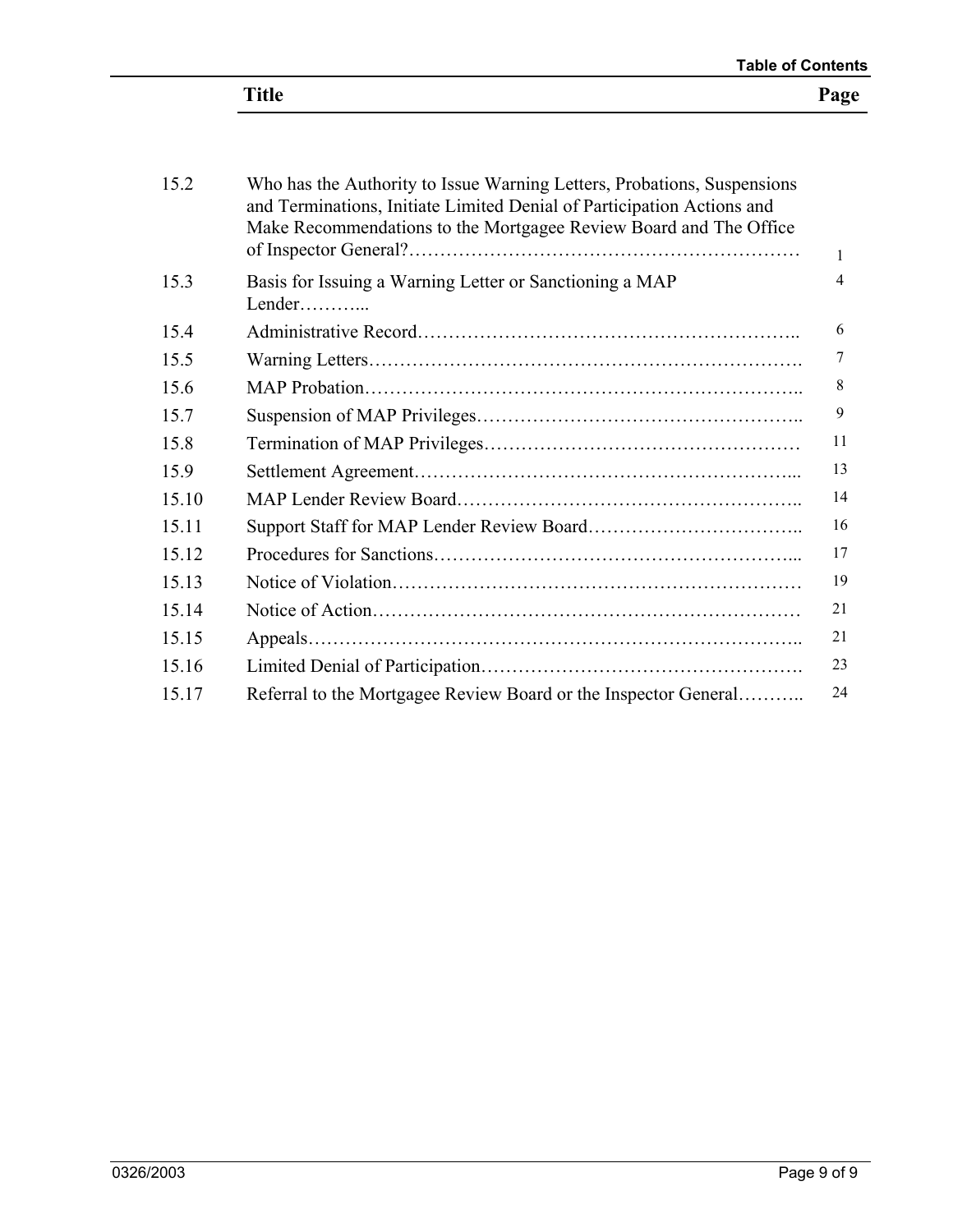| | Title | Page |
|---|---|---|
| 15.2 | Who has the Authority to Issue Warning Letters, Probations, Suspensions and Terminations, Initiate Limited Denial of Participation Actions and Make Recommendations to the Mortgagee Review Board and The Office of Inspector General?……………………………………………………… | 1 |
| 15.3 | Basis for Issuing a Warning Letter or Sanctioning a MAP Lender………... | 4 |
| 15.4 | Administrative Record………………………………………………….. | 6 |
| 15.5 | Warning Letters……………………………………………………………. | 7 |
| 15.6 | MAP Probation…………………………………………………………….. | 8 |
| 15.7 | Suspension of MAP Privileges…………………………………………….. | 9 |
| 15.8 | Termination of MAP Privileges…………………………………………… | 11 |
| 15.9 | Settlement Agreement……………………………………………………... | 13 |
| 15.10 | MAP Lender Review Board……………………………………………….. | 14 |
| 15.11 | Support Staff for MAP Lender Review Board…………………………….. | 16 |
| 15.12 | Procedures for Sanctions…………………………………………………... | 17 |
| 15.13 | Notice of Violation………………………………………………………… | 19 |
| 15.14 | Notice of Action…………………………………………………………… | 21 |
| 15.15 | Appeals…………………………………………………………………….. | 21 |
| 15.16 | Limited Denial of Participation……………………………………………. | 23 |
| 15.17 | Referral to the Mortgagee Review Board or the Inspector General……….. | 24 |